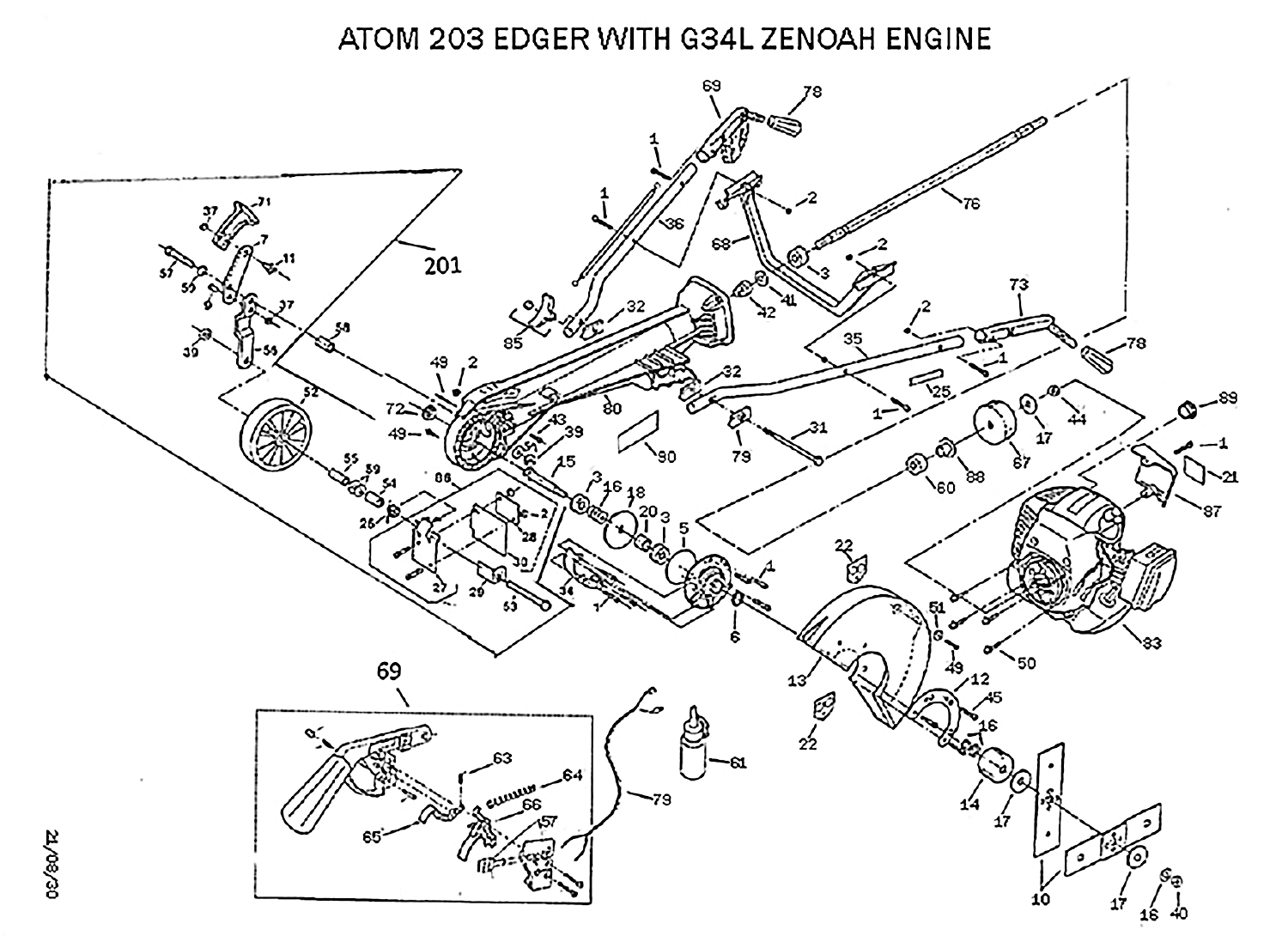# ATOM 203 EDGER WITH G34L ZENOAH ENGINE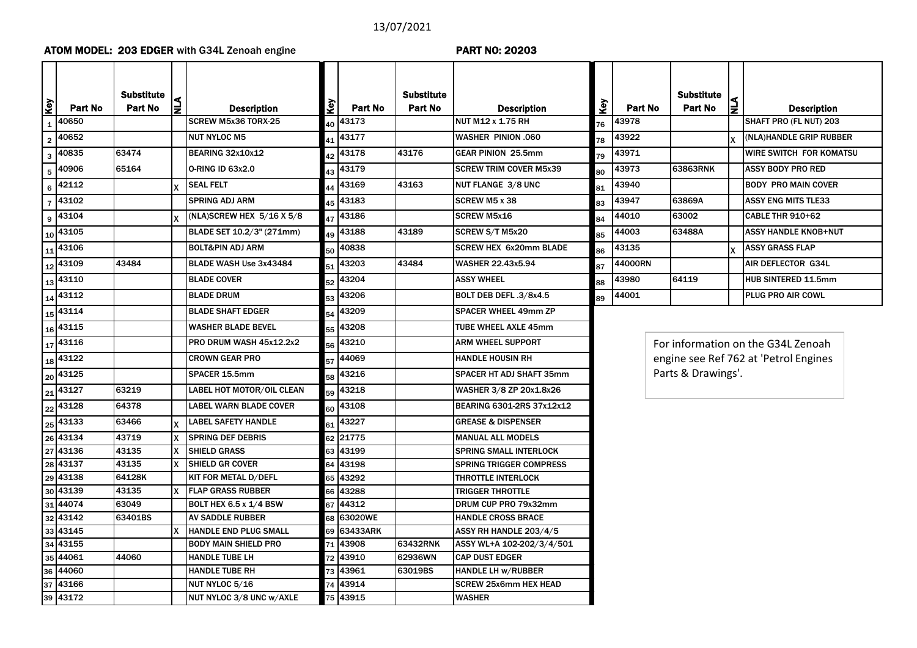13/07/2021

**ATOM MODEL: 203 EDGER** with G34L Zenoah engine

**PART NO: 20203**

| Key | Part No | Substitute Part No | NLA | Description |
|---|---|---|---|---|
| 1 | 40650 | | | SCREW M5x36 TORX-25 |
| 2 | 40652 | | | NUT NYLOC M5 |
| 3 | 40835 | 63474 | | BEARING 32x10x12 |
| 5 | 40906 | 65164 | | O-RING ID 63x2.0 |
| 6 | 42112 | | X | SEAL FELT |
| 7 | 43102 | | | SPRING ADJ ARM |
| 9 | 43104 | | X | (NLA)SCREW HEX 5/16 X 5/8 |
| 10 | 43105 | | | BLADE SET 10.2/3" (271mm) |
| 11 | 43106 | | | BOLT&PIN ADJ ARM |
| 12 | 43109 | 43484 | | BLADE WASH Use 3x43484 |
| 13 | 43110 | | | BLADE COVER |
| 14 | 43112 | | | BLADE DRUM |
| 15 | 43114 | | | BLADE SHAFT EDGER |
| 16 | 43115 | | | WASHER BLADE BEVEL |
| 17 | 43116 | | | PRO DRUM WASH 45x12.2x2 |
| 18 | 43122 | | | CROWN GEAR PRO |
| 20 | 43125 | | | SPACER 15.5mm |
| 21 | 43127 | 63219 | | LABEL HOT MOTOR/OIL CLEAN |
| 22 | 43128 | 64378 | | LABEL WARN BLADE COVER |
| 25 | 43133 | 63466 | X | LABEL SAFETY HANDLE |
| 26 | 43134 | 43719 | X | SPRING DEF DEBRIS |
| 27 | 43136 | 43135 | X | SHIELD GRASS |
| 28 | 43137 | 43135 | X | SHIELD GR COVER |
| 29 | 43138 | 64128K | | KIT FOR METAL D/DEFL |
| 30 | 43139 | 43135 | X | FLAP GRASS RUBBER |
| 31 | 44074 | 63049 | | BOLT HEX 6.5 x 1/4 BSW |
| 32 | 43142 | 63401BS | | AV SADDLE RUBBER |
| 33 | 43145 | | X | HANDLE END PLUG SMALL |
| 34 | 43155 | | | BODY MAIN SHIELD PRO |
| 35 | 44061 | 44060 | | HANDLE TUBE LH |
| 36 | 44060 | | | HANDLE TUBE RH |
| 37 | 43166 | | | NUT NYLOC 5/16 |
| 39 | 43172 | | | NUT NYLOC 3/8 UNC w/AXLE |
| 40 | 43173 | | | NUT M12 x 1.75 RH |
| 41 | 43177 | | | WASHER PINION .060 |
| 42 | 43178 | 43176 | | GEAR PINION 25.5mm |
| 43 | 43179 | | | SCREW TRIM COVER M5x35 |
| 44 | 43169 | 43163 | | NUT FLANGE 3/8 UNC |
| 45 | 43183 | | | SCREW M5 x 38 |
| 47 | 43186 | | | SCREW M5x16 |
| 49 | 43188 | 43189 | | SCREW S/T M5x20 |
| 50 | 40838 | | | SCREW HEX 6x20mm BLADE |
| 51 | 43203 | 43484 | | WASHER 22.43x5.94 |
| 52 | 43204 | | | ASSY WHEEL |
| 53 | 43206 | | | BOLT DEB DEFL .3/8x4.5 |
| 54 | 43209 | | | SPACER WHEEL 49mm ZP |
| 55 | 43208 | | | TUBE WHEEL AXLE 45mm |
| 56 | 43210 | | | ARM WHEEL SUPPORT |
| 57 | 44069 | | | HANDLE HOUSIN RH |
| 58 | 43216 | | | SPACER HT ADJ SHAFT 35mm |
| 59 | 43218 | | | WASHER 3/8 ZP 20x1.8x26 |
| 60 | 43108 | | | BEARING 6301-2RS 37x12x12 |
| 61 | 43227 | | | GREASE & DISPENSER |
| 62 | 21775 | | | MANUAL ALL MODELS |
| 63 | 43199 | | | SPRING SMALL INTERLOCK |
| 64 | 43198 | | | SPRING TRIGGER COMPRESS |
| 65 | 43292 | | | THROTTLE INTERLOCK |
| 66 | 43288 | | | TRIGGER THROTTLE |
| 67 | 44312 | | | DRUM CUP PRO 79x32mm |
| 68 | 63020WE | | | HANDLE CROSS BRACE |
| 69 | 63433ARK | | | ASSY RH HANDLE 203/4/5 |
| 71 | 43908 | 63432RNK | | ASSY WL+A 102-202/3/4/501 |
| 72 | 43910 | 62936WN | | CAP DUST EDGER |
| 73 | 43961 | 63019BS | | HANDLE LH w/RUBBER |
| 74 | 43914 | | | SCREW 25x6mm HEX HEAD |
| 75 | 43915 | | | WASHER |
| 76 | 43978 | | | SHAFT PRO (FL NUT) 203 |
| 78 | 43922 | | X | (NLA)HANDLE GRIP RUBBER |
| 79 | 43971 | | | WIRE SWITCH FOR KOMATSU |
| 80 | 43973 | 63863RNK | | ASSY BODY PRO RED |
| 81 | 43940 | | | BODY PRO MAIN COVER |
| 83 | 43947 | 63869A | | ASSY ENG MITS TLE33 |
| 84 | 44010 | 63002 | | CABLE THR 910+62 |
| 85 | 44003 | 63488A | | ASSY HANDLE KNOB+NUT |
| 86 | 43135 | | X | ASSY GRASS FLAP |
| 87 | 44000RN | | | AIR DEFLECTOR G34L |
| 88 | 43980 | 64119 | | HUB SINTERED 11.5mm |
| 89 | 44001 | | | PLUG PRO AIR COWL |

For information on the G34L Zenoah engine see Ref 762 at 'Petrol Engines Parts & Drawings'.